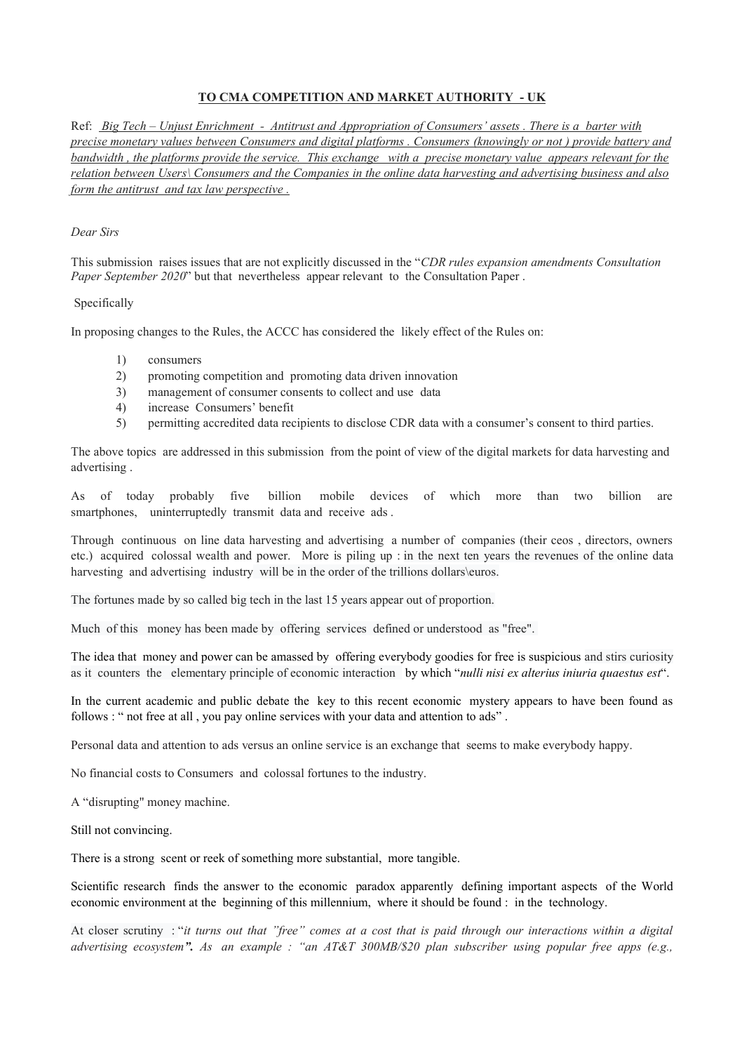**TO CMA COMPETITION AND MARKET AUTHORITY - UK**

Ref: *Big Tech – Unjust Enrichment - Antitrust and Appropriation of Consumers' assets . There is a barter with precise monetary values between Consumers and digital platforms . Consumers (knowingly or not ) provide battery and bandwidth , the platforms provide the service. This exchange with a precise monetary value appears relevant for the relation between Users\ Consumers and the Companies in the online data harvesting and advertising business and also form the antitrust and tax law perspective .*

*Dear Sirs*

This submission raises issues that are not explicitly discussed in the "*CDR rules expansion amendments Consultation Paper September 2020*" but that nevertheless appear relevant to the Consultation Paper .

Specifically

In proposing changes to the Rules, the ACCC has considered the likely effect of the Rules on:

1) consumers
2) promoting competition and promoting data driven innovation
3) management of consumer consents to collect and use data
4) increase Consumers' benefit
5) permitting accredited data recipients to disclose CDR data with a consumer's consent to third parties.

The above topics are addressed in this submission from the point of view of the digital markets for data harvesting and advertising .

As of today probably five billion mobile devices of which more than two billion are smartphones, uninterruptedly transmit data and receive ads .

Through continuous on line data harvesting and advertising a number of companies (their ceos , directors, owners etc.) acquired colossal wealth and power. More is piling up : in the next ten years the revenues of the online data harvesting and advertising industry will be in the order of the trillions dollars\euros.

The fortunes made by so called big tech in the last 15 years appear out of proportion.

Much of this money has been made by offering services defined or understood as "free".

The idea that money and power can be amassed by offering everybody goodies for free is suspicious and stirs curiosity as it counters the elementary principle of economic interaction by which "*nulli nisi ex alterius iniuria quaestus est*".

In the current academic and public debate the key to this recent economic mystery appears to have been found as follows : " not free at all , you pay online services with your data and attention to ads" .

Personal data and attention to ads versus an online service is an exchange that seems to make everybody happy.

No financial costs to Consumers and colossal fortunes to the industry.

A "disrupting" money machine.

Still not convincing.

There is a strong scent or reek of something more substantial, more tangible.

Scientific research finds the answer to the economic paradox apparently defining important aspects of the World economic environment at the beginning of this millennium, where it should be found : in the technology.

At closer scrutiny : "*it turns out that "free" comes at a cost that is paid through our interactions within a digital advertising ecosystem*". As an example : "*an AT&T 300MB/$20 plan subscriber using popular free apps (e.g.,*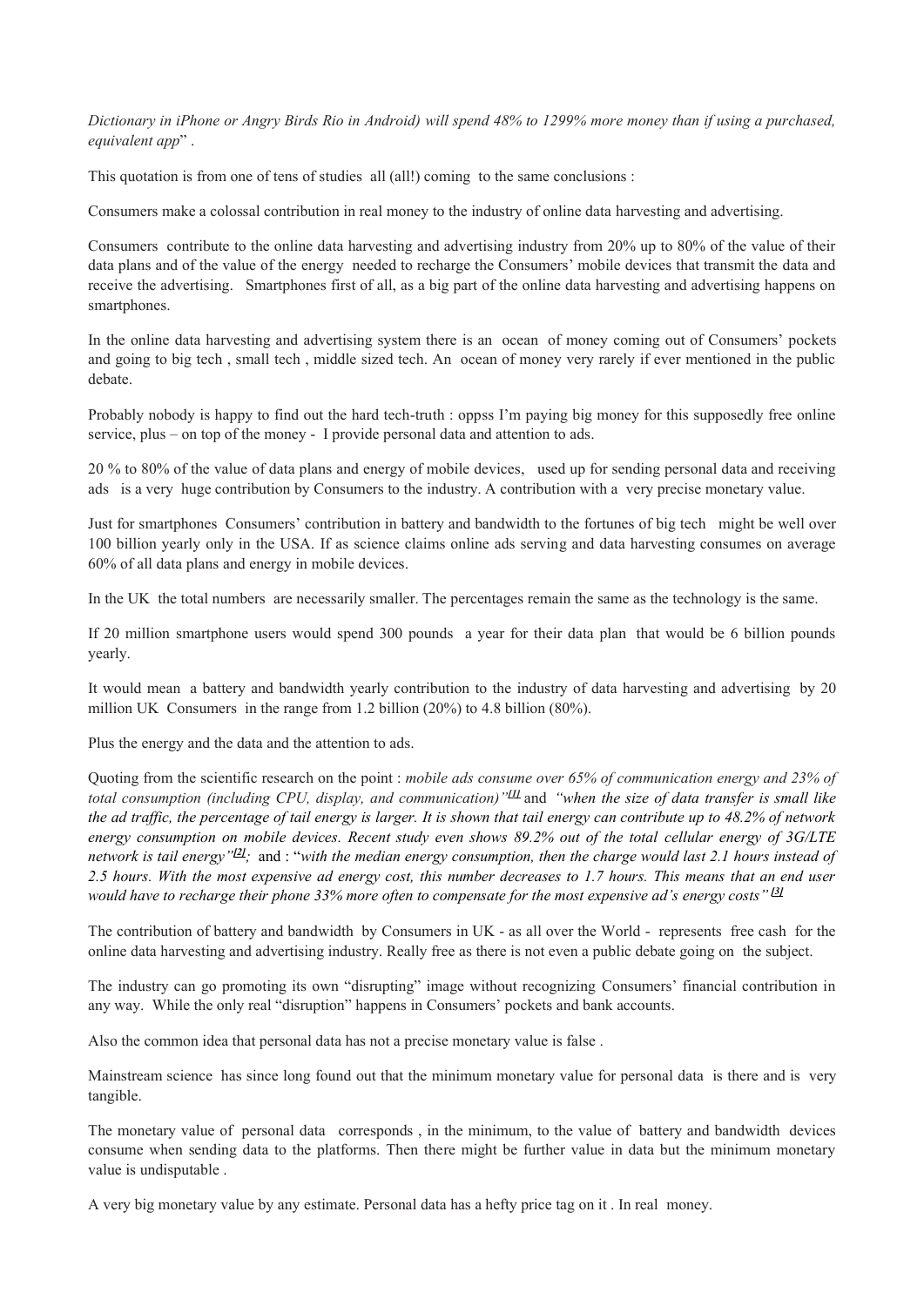*Dictionary in iPhone or Angry Birds Rio in Android) will spend 48% to 1299% more money than if using a purchased, equivalent app*" .

This quotation is from one of tens of studies all (all!) coming to the same conclusions :

Consumers make a colossal contribution in real money to the industry of online data harvesting and advertising.

Consumers contribute to the online data harvesting and advertising industry from 20% up to 80% of the value of their data plans and of the value of the energy needed to recharge the Consumers' mobile devices that transmit the data and receive the advertising. Smartphones first of all, as a big part of the online data harvesting and advertising happens on smartphones.

In the online data harvesting and advertising system there is an ocean of money coming out of Consumers' pockets and going to big tech , small tech , middle sized tech. An ocean of money very rarely if ever mentioned in the public debate.

Probably nobody is happy to find out the hard tech-truth : oppss I'm paying big money for this supposedly free online service, plus – on top of the money - I provide personal data and attention to ads.

20 % to 80% of the value of data plans and energy of mobile devices, used up for sending personal data and receiving ads is a very huge contribution by Consumers to the industry. A contribution with a very precise monetary value.

Just for smartphones Consumers' contribution in battery and bandwidth to the fortunes of big tech might be well over 100 billion yearly only in the USA. If as science claims online ads serving and data harvesting consumes on average 60% of all data plans and energy in mobile devices.

In the UK the total numbers are necessarily smaller. The percentages remain the same as the technology is the same.

If 20 million smartphone users would spend 300 pounds a year for their data plan that would be 6 billion pounds yearly.

It would mean a battery and bandwidth yearly contribution to the industry of data harvesting and advertising by 20 million UK Consumers in the range from 1.2 billion (20%) to 4.8 billion (80%).

Plus the energy and the data and the attention to ads.

Quoting from the scientific research on the point : *mobile ads consume over 65% of communication energy and 23% of total consumption (including CPU, display, and communication)"*[1] and *"when the size of data transfer is small like the ad traffic, the percentage of tail energy is larger. It is shown that tail energy can contribute up to 48.2% of network energy consumption on mobile devices. Recent study even shows 89.2% out of the total cellular energy of 3G/LTE network is tail energy"*[2]; and : "*with the median energy consumption, then the charge would last 2.1 hours instead of 2.5 hours. With the most expensive ad energy cost, this number decreases to 1.7 hours. This means that an end user would have to recharge their phone 33% more often to compensate for the most expensive ad's energy costs"* [3]

The contribution of battery and bandwidth by Consumers in UK - as all over the World - represents free cash for the online data harvesting and advertising industry. Really free as there is not even a public debate going on the subject.

The industry can go promoting its own "disrupting" image without recognizing Consumers' financial contribution in any way. While the only real "disruption" happens in Consumers' pockets and bank accounts.

Also the common idea that personal data has not a precise monetary value is false .

Mainstream science has since long found out that the minimum monetary value for personal data is there and is very tangible.

The monetary value of personal data corresponds , in the minimum, to the value of battery and bandwidth devices consume when sending data to the platforms. Then there might be further value in data but the minimum monetary value is undisputable .

A very big monetary value by any estimate. Personal data has a hefty price tag on it . In real money.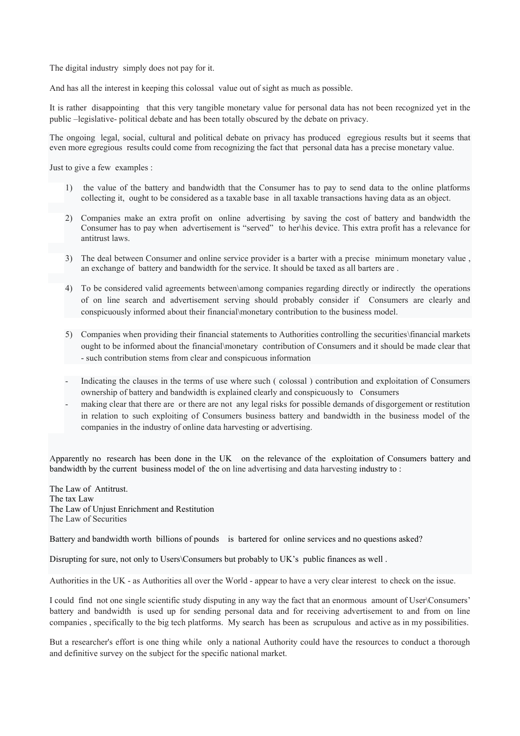The digital industry simply does not pay for it.

And has all the interest in keeping this colossal value out of sight as much as possible.

It is rather disappointing that this very tangible monetary value for personal data has not been recognized yet in the public –legislative- political debate and has been totally obscured by the debate on privacy.

The ongoing legal, social, cultural and political debate on privacy has produced egregious results but it seems that even more egregious results could come from recognizing the fact that personal data has a precise monetary value.

Just to give a few examples :

1) the value of the battery and bandwidth that the Consumer has to pay to send data to the online platforms collecting it, ought to be considered as a taxable base in all taxable transactions having data as an object.

2) Companies make an extra profit on online advertising by saving the cost of battery and bandwidth the Consumer has to pay when advertisement is "served" to her\his device. This extra profit has a relevance for antitrust laws.

3) The deal between Consumer and online service provider is a barter with a precise minimum monetary value , an exchange of battery and bandwidth for the service. It should be taxed as all barters are .

4) To be considered valid agreements between\among companies regarding directly or indirectly the operations of on line search and advertisement serving should probably consider if Consumers are clearly and conspicuously informed about their financial\monetary contribution to the business model.

5) Companies when providing their financial statements to Authorities controlling the securities\financial markets ought to be informed about the financial\monetary contribution of Consumers and it should be made clear that - such contribution stems from clear and conspicuous information

- Indicating the clauses in the terms of use where such ( colossal ) contribution and exploitation of Consumers ownership of battery and bandwidth is explained clearly and conspicuously to Consumers
- making clear that there are or there are not any legal risks for possible demands of disgorgement or restitution in relation to such exploiting of Consumers business battery and bandwidth in the business model of the companies in the industry of online data harvesting or advertising.

Apparently no research has been done in the UK on the relevance of the exploitation of Consumers battery and bandwidth by the current business model of the on line advertising and data harvesting industry to :

The Law of Antitrust.
The tax Law
The Law of Unjust Enrichment and Restitution
The Law of Securities

Battery and bandwidth worth billions of pounds is bartered for online services and no questions asked?

Disrupting for sure, not only to Users\Consumers but probably to UK's public finances as well .

Authorities in the UK - as Authorities all over the World - appear to have a very clear interest to check on the issue.

I could find not one single scientific study disputing in any way the fact that an enormous amount of User\Consumers' battery and bandwidth is used up for sending personal data and for receiving advertisement to and from on line companies , specifically to the big tech platforms. My search has been as scrupulous and active as in my possibilities.

But a researcher's effort is one thing while only a national Authority could have the resources to conduct a thorough and definitive survey on the subject for the specific national market.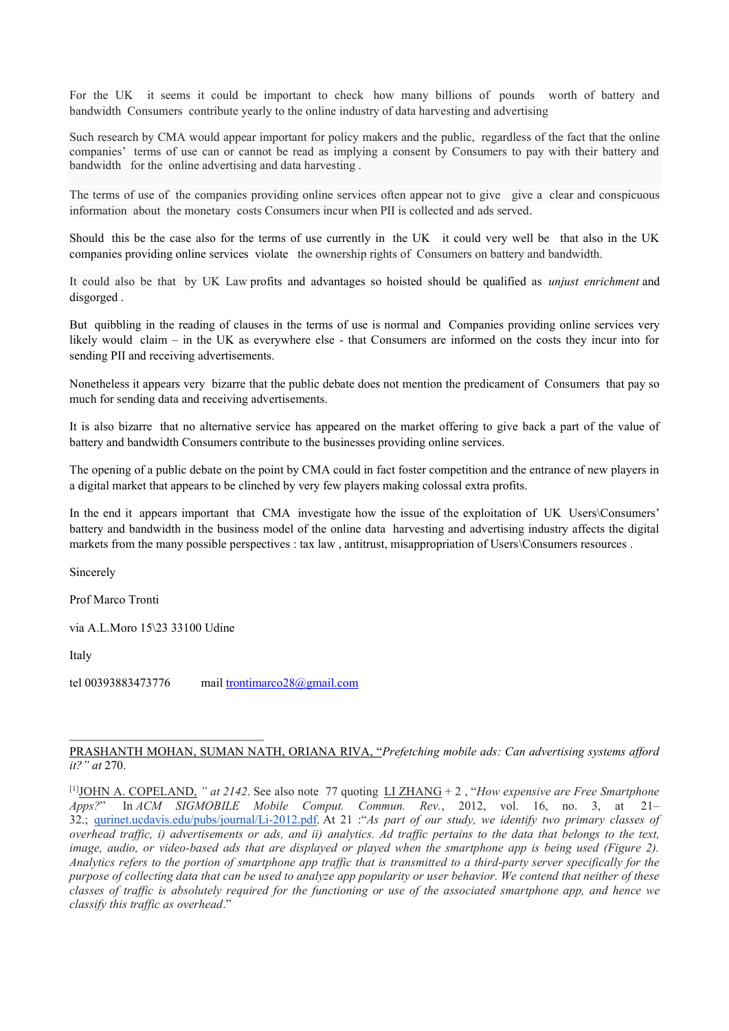For the UK it seems it could be important to check how many billions of pounds worth of battery and bandwidth Consumers contribute yearly to the online industry of data harvesting and advertising

Such research by CMA would appear important for policy makers and the public, regardless of the fact that the online companies' terms of use can or cannot be read as implying a consent by Consumers to pay with their battery and bandwidth for the online advertising and data harvesting .

The terms of use of the companies providing online services often appear not to give give a clear and conspicuous information about the monetary costs Consumers incur when PII is collected and ads served.

Should this be the case also for the terms of use currently in the UK it could very well be that also in the UK companies providing online services violate the ownership rights of Consumers on battery and bandwidth.

It could also be that by UK Law profits and advantages so hoisted should be qualified as *unjust enrichment* and disgorged .

But quibbling in the reading of clauses in the terms of use is normal and Companies providing online services very likely would claim – in the UK as everywhere else - that Consumers are informed on the costs they incur into for sending PII and receiving advertisements.

Nonetheless it appears very bizarre that the public debate does not mention the predicament of Consumers that pay so much for sending data and receiving advertisements.

It is also bizarre that no alternative service has appeared on the market offering to give back a part of the value of battery and bandwidth Consumers contribute to the businesses providing online services.

The opening of a public debate on the point by CMA could in fact foster competition and the entrance of new players in a digital market that appears to be clinched by very few players making colossal extra profits.

In the end it appears important that CMA investigate how the issue of the exploitation of UK Users\Consumers' battery and bandwidth in the business model of the online data harvesting and advertising industry affects the digital markets from the many possible perspectives : tax law , antitrust, misappropriation of Users\Consumers resources .

Sincerely

Prof Marco Tronti

via A.L.Moro 15\23 33100 Udine

Italy

tel 00393883473776 mail trontimarco28@gmail.com

---

PRASHANTH MOHAN, SUMAN NATH, ORIANA RIVA, "*Prefetching mobile ads: Can advertising systems afford it?" at* 270.

[1]JOHN A. COPELAND, *" at 2142*. See also note 77 quoting LI ZHANG + 2 , "*How expensive are Free Smartphone Apps?*" In *ACM SIGMOBILE Mobile Comput. Commun. Rev.*, 2012, vol. 16, no. 3, at 21–32.; qurinet.ucdavis.edu/pubs/journal/Li-2012.pdf. At 21 :"*As part of our study, we identify two primary classes of overhead traffic, i) advertisements or ads, and ii) analytics. Ad traffic pertains to the data that belongs to the text, image, audio, or video-based ads that are displayed or played when the smartphone app is being used (Figure 2). Analytics refers to the portion of smartphone app traffic that is transmitted to a third-party server specifically for the purpose of collecting data that can be used to analyze app popularity or user behavior. We contend that neither of these classes of traffic is absolutely required for the functioning or use of the associated smartphone app, and hence we classify this traffic as overhead*."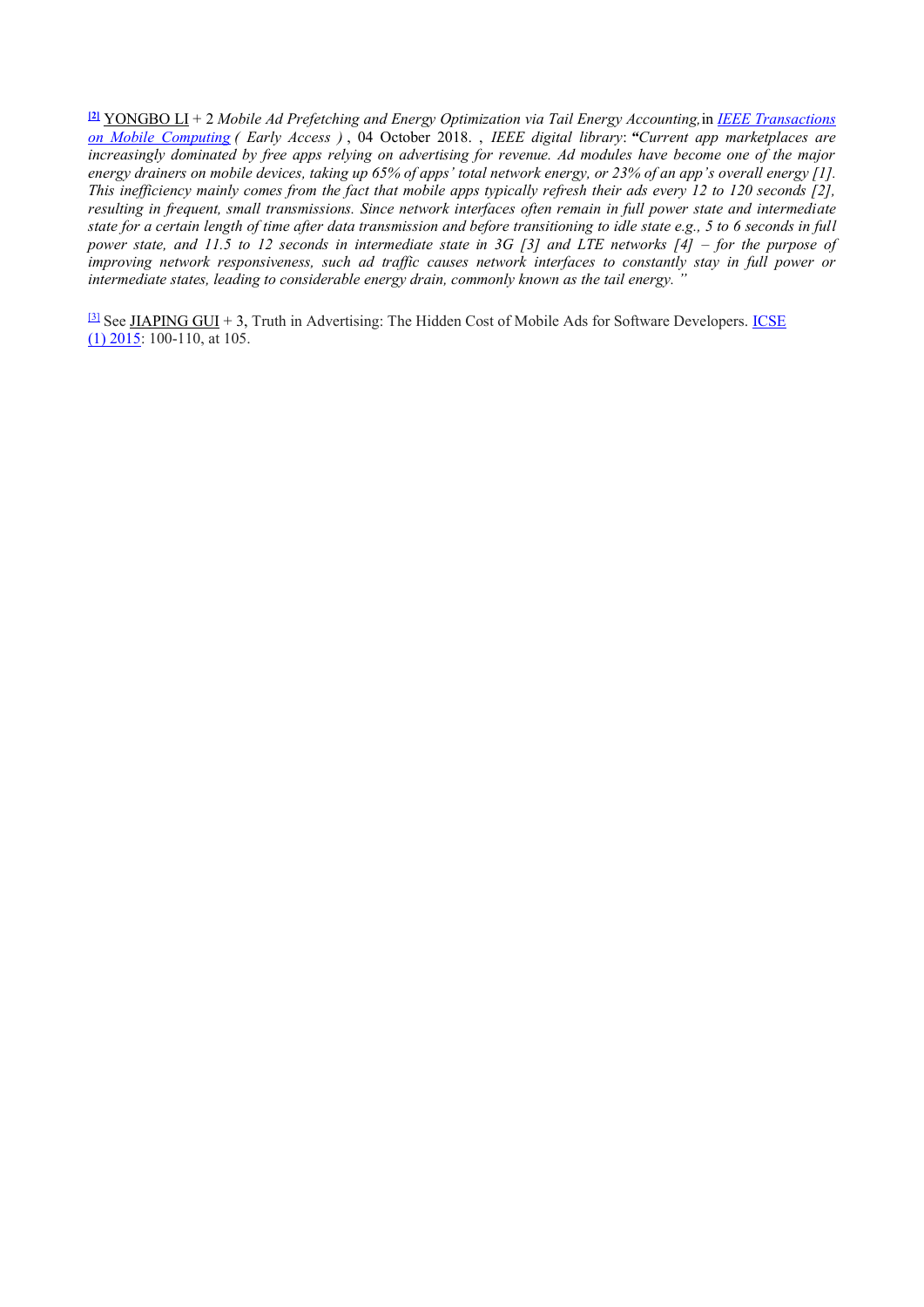[2] YONGBO LI + 2 *Mobile Ad Prefetching and Energy Optimization via Tail Energy Accounting,* in *IEEE Transactions on Mobile Computing ( Early Access )* , 04 October 2018. , *IEEE digital library*: *"Current app marketplaces are increasingly dominated by free apps relying on advertising for revenue. Ad modules have become one of the major energy drainers on mobile devices, taking up 65% of apps' total network energy, or 23% of an app's overall energy [1]. This inefficiency mainly comes from the fact that mobile apps typically refresh their ads every 12 to 120 seconds [2], resulting in frequent, small transmissions. Since network interfaces often remain in full power state and intermediate state for a certain length of time after data transmission and before transitioning to idle state e.g., 5 to 6 seconds in full power state, and 11.5 to 12 seconds in intermediate state in 3G [3] and LTE networks [4] – for the purpose of improving network responsiveness, such ad traffic causes network interfaces to constantly stay in full power or intermediate states, leading to considerable energy drain, commonly known as the tail energy."*

[3] See JIAPING GUI + 3, Truth in Advertising: The Hidden Cost of Mobile Ads for Software Developers. ICSE (1) 2015: 100-110, at 105.